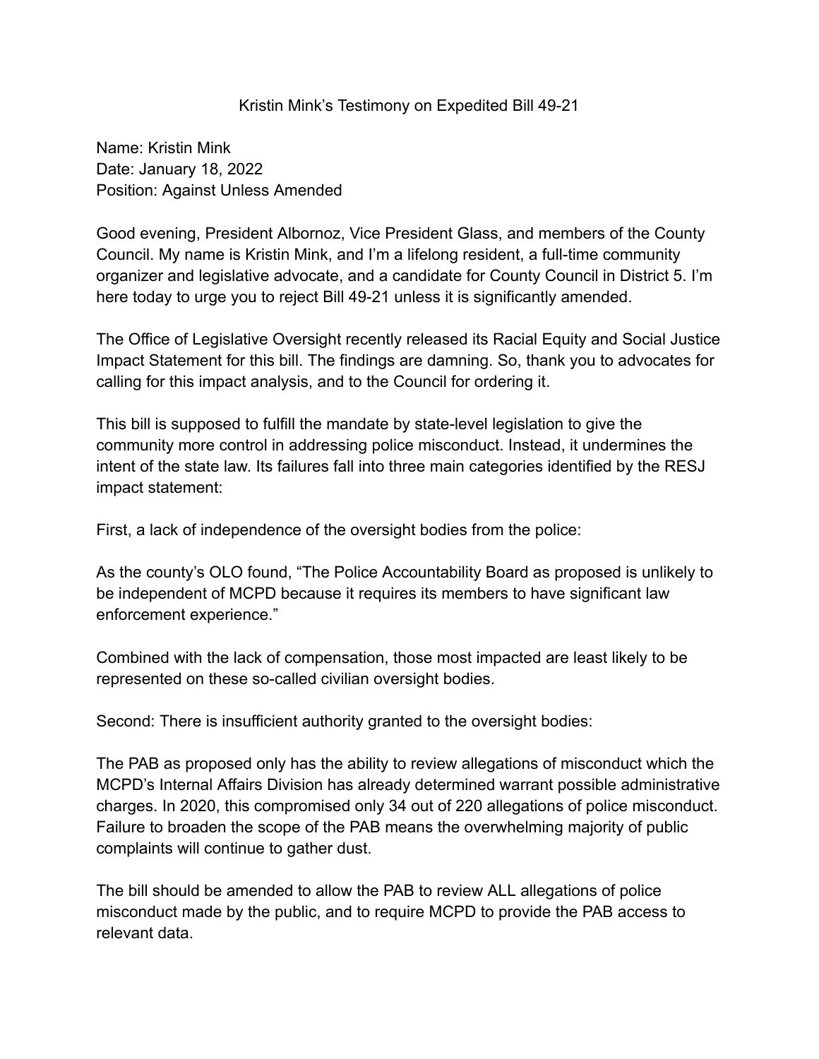# Kristin Mink's Testimony on Expedited Bill 49-21

Name: Kristin Mink
Date: January 18, 2022
Position: Against Unless Amended

Good evening, President Albornoz, Vice President Glass, and members of the County Council. My name is Kristin Mink, and I'm a lifelong resident, a full-time community organizer and legislative advocate, and a candidate for County Council in District 5. I'm here today to urge you to reject Bill 49-21 unless it is significantly amended.

The Office of Legislative Oversight recently released its Racial Equity and Social Justice Impact Statement for this bill. The findings are damning. So, thank you to advocates for calling for this impact analysis, and to the Council for ordering it.

This bill is supposed to fulfill the mandate by state-level legislation to give the community more control in addressing police misconduct. Instead, it undermines the intent of the state law. Its failures fall into three main categories identified by the RESJ impact statement:

First, a lack of independence of the oversight bodies from the police:

As the county's OLO found, "The Police Accountability Board as proposed is unlikely to be independent of MCPD because it requires its members to have significant law enforcement experience."

Combined with the lack of compensation, those most impacted are least likely to be represented on these so-called civilian oversight bodies.

Second: There is insufficient authority granted to the oversight bodies:

The PAB as proposed only has the ability to review allegations of misconduct which the MCPD's Internal Affairs Division has already determined warrant possible administrative charges. In 2020, this compromised only 34 out of 220 allegations of police misconduct. Failure to broaden the scope of the PAB means the overwhelming majority of public complaints will continue to gather dust.

The bill should be amended to allow the PAB to review ALL allegations of police misconduct made by the public, and to require MCPD to provide the PAB access to relevant data.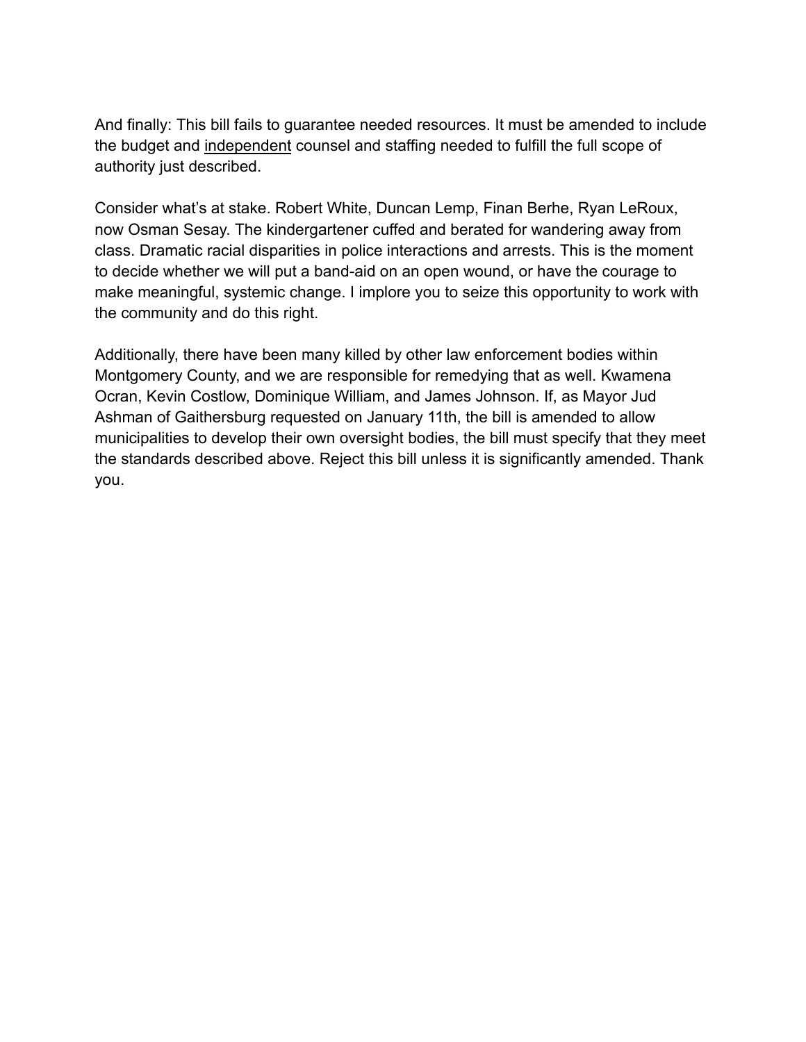And finally: This bill fails to guarantee needed resources. It must be amended to include the budget and <u>independent</u> counsel and staffing needed to fulfill the full scope of authority just described.

Consider what's at stake. Robert White, Duncan Lemp, Finan Berhe, Ryan LeRoux, now Osman Sesay. The kindergartener cuffed and berated for wandering away from class. Dramatic racial disparities in police interactions and arrests. This is the moment to decide whether we will put a band-aid on an open wound, or have the courage to make meaningful, systemic change. I implore you to seize this opportunity to work with the community and do this right.

Additionally, there have been many killed by other law enforcement bodies within Montgomery County, and we are responsible for remedying that as well. Kwamena Ocran, Kevin Costlow, Dominique William, and James Johnson. If, as Mayor Jud Ashman of Gaithersburg requested on January 11th, the bill is amended to allow municipalities to develop their own oversight bodies, the bill must specify that they meet the standards described above. Reject this bill unless it is significantly amended. Thank you.